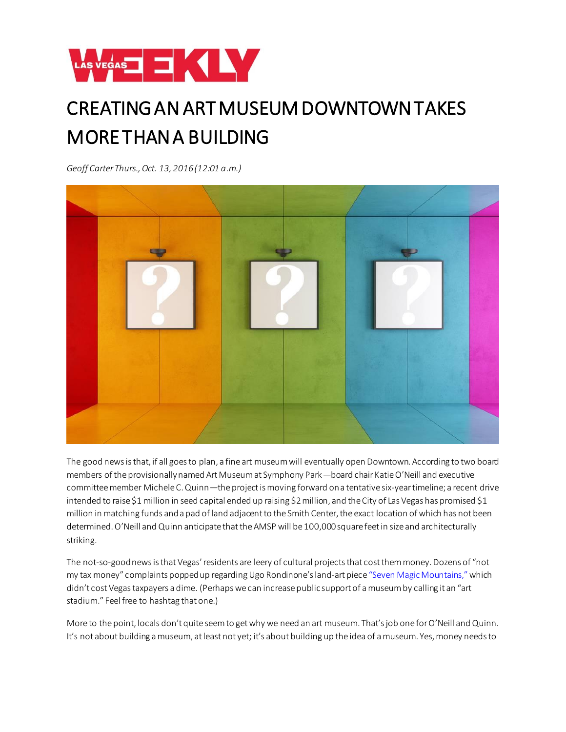# CREATING AN ART MUSEUM DOWNTOWN TAKES MORE THAN A BUILDING

*Geoff Carter Thurs., Oct. 13, 2016 (12:01 a.m.)*

The good news is that, if all goes to plan, a fine art museum will eventually open Downtown. According to two board members of the provisionally named Art Museum at Symphony Park—board chair Katie O'Neill and executive committee member Michele C. Quinn—the project is moving forward on a tentative six-year timeline; a recent drive intended to raise $1 million in seed capital ended up raising $2 million, and the City of Las Vegas has promised $1 million in matching funds and a pad of land adjacent to the Smith Center, the exact location of which has not been determined. O'Neill and Quinn anticipate that the AMSP will be 100,000 square feet in size and architecturally striking.

The not-so-good news is that Vegas' residents are leery of cultural projects that cost them money. Dozens of "not my tax money" complaints popped up regarding Ugo Rondinone's land-art piece "Seven Magic Mountains," which didn't cost Vegas taxpayers a dime. (Perhaps we can increase public support of a museum by calling it an "art stadium." Feel free to hashtag that one.)

More to the point, locals don't quite seem to get why we need an art museum. That's job one for O'Neill and Quinn. It's not about building a museum, at least not yet; it's about building up the idea of a museum. Yes, money needs to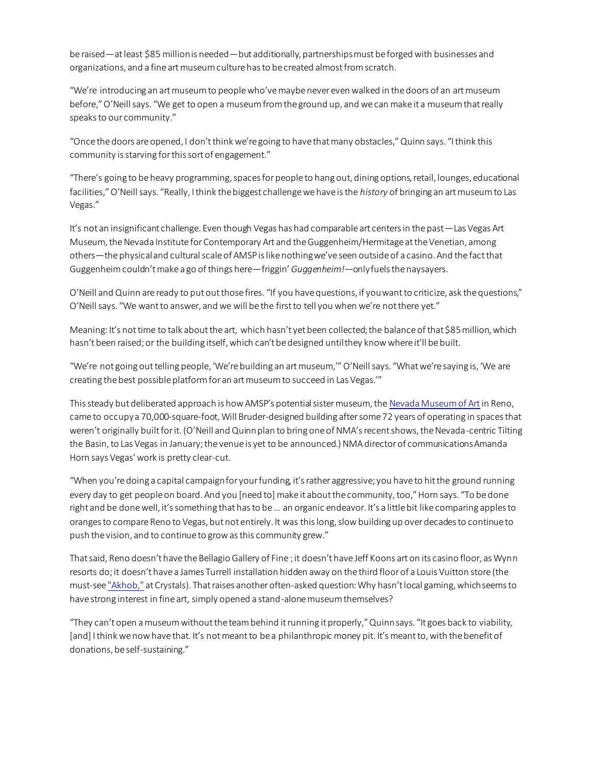be raised—at least $85 million is needed—but additionally, partnerships must be forged with businesses and organizations, and a fine art museum culture has to be created almost from scratch.

"We're introducing an art museum to people who've maybe never even walked in the doors of an art museum before," O'Neill says. "We get to open a museum from the ground up, and we can make it a museum that really speaks to our community."

"Once the doors are opened, I don't think we're going to have that many obstacles," Quinn says. "I think this community is starving for this sort of engagement."

"There's going to be heavy programming, spaces for people to hang out, dining options, retail, lounges, educational facilities," O'Neill says. "Really, I think the biggest challenge we have is the *history* of bringing an art museum to Las Vegas."

It's not an insignificant challenge. Even though Vegas has had comparable art centers in the past—Las Vegas Art Museum, the Nevada Institute for Contemporary Art and the Guggenheim/Hermitage at the Venetian, among others—the physical and cultural scale of AMSP is like nothing we've seen outside of a casino. And the fact that Guggenheim couldn't make a go of things here—friggin' *Guggenheim!*—only fuels the naysayers.

O'Neill and Quinn are ready to put out those fires. "If you have questions, if you want to criticize, ask the questions," O'Neill says. "We want to answer, and we will be the first to tell you when we're not there yet."

Meaning: It's not time to talk about the art, which hasn't yet been collected; the balance of that $85 million, which hasn't been raised; or the building itself, which can't be designed until they know where it'll be built.

"We're not going out telling people, 'We're building an art museum,'" O'Neill says. "What we're saying is, 'We are creating the best possible platform for an art museum to succeed in Las Vegas.'"

This steady but deliberated approach is how AMSP's potential sister museum, the Nevada Museum of Art in Reno, came to occupy a 70,000-square-foot, Will Bruder-designed building after some 72 years of operating in spaces that weren't originally built for it. (O'Neill and Quinn plan to bring one of NMA's recent shows, the Nevada-centric Tilting the Basin, to Las Vegas in January; the venue is yet to be announced.) NMA director of communications Amanda Horn says Vegas' work is pretty clear-cut.

"When you're doing a capital campaign for your funding, it's rather aggressive; you have to hit the ground running every day to get people on board. And you [need to] make it about the community, too," Horn says. "To be done right and be done well, it's something that has to be … an organic endeavor. It's a little bit like comparing apples to oranges to compare Reno to Vegas, but not entirely. It was this long, slow building up over decades to continue to push the vision, and to continue to grow as this community grew."

That said, Reno doesn't have the Bellagio Gallery of Fine ; it doesn't have Jeff Koons art on its casino floor, as Wynn resorts do; it doesn't have a James Turrell installation hidden away on the third floor of a Louis Vuitton store (the must-see "Akhob," at Crystals). That raises another often-asked question: Why hasn't local gaming, which seems to have strong interest in fine art, simply opened a stand-alone museum themselves?

"They can't open a museum without the team behind it running it properly," Quinn says. "It goes back to viability, [and] I think we now have that. It's not meant to be a philanthropic money pit. It's meant to, with the benefit of donations, be self-sustaining."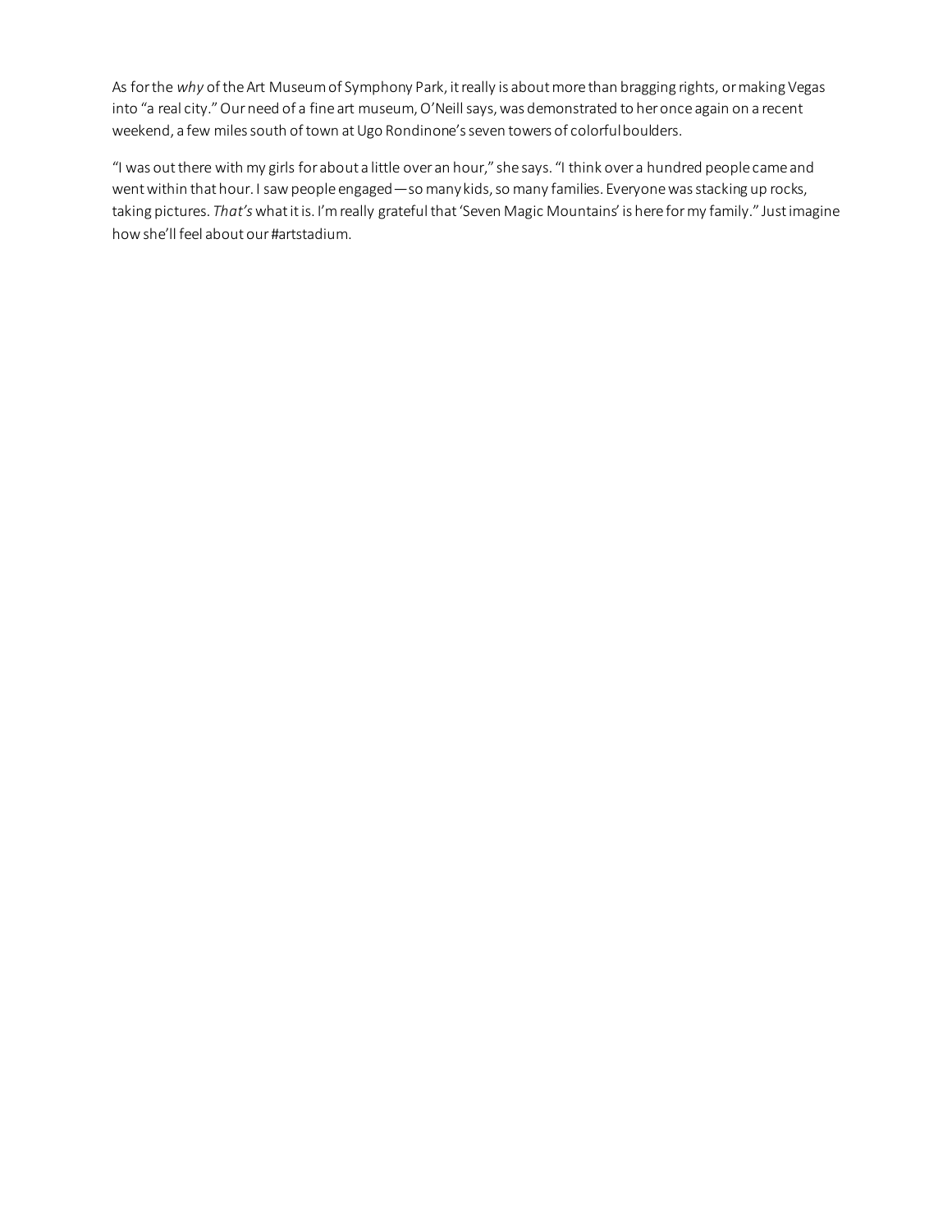As for the *why* of the Art Museum of Symphony Park, it really is about more than bragging rights, or making Vegas into "a real city." Our need of a fine art museum, O'Neill says, was demonstrated to her once again on a recent weekend, a few miles south of town at Ugo Rondinone's seven towers of colorful boulders.

"I was out there with my girls for about a little over an hour," she says. "I think over a hundred people came and went within that hour. I saw people engaged—so many kids, so many families. Everyone was stacking up rocks, taking pictures. *That's* what it is. I'm really grateful that 'Seven Magic Mountains' is here for my family." Just imagine how she'll feel about our #artstadium.